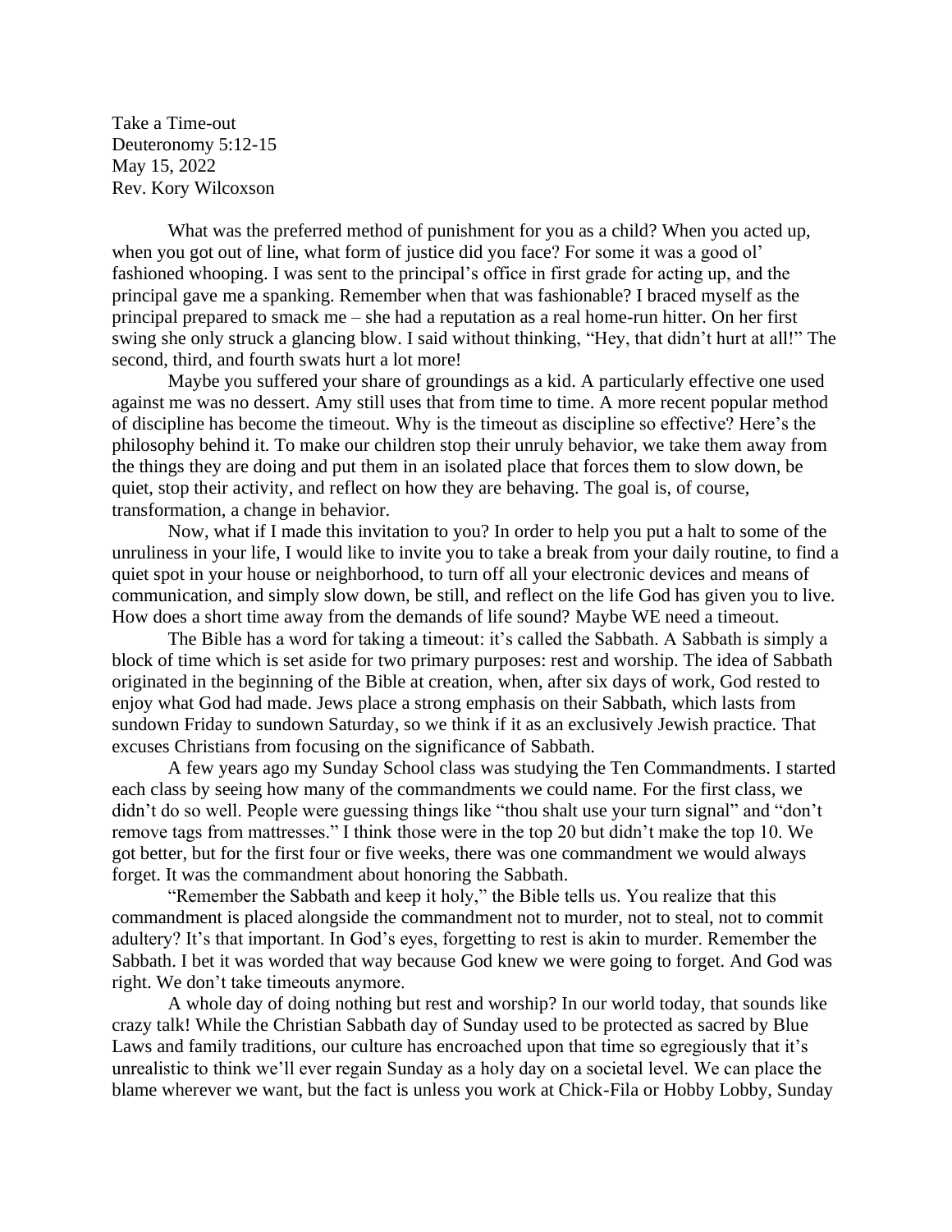Take a Time-out
Deuteronomy 5:12-15
May 15, 2022
Rev. Kory Wilcoxson

What was the preferred method of punishment for you as a child? When you acted up, when you got out of line, what form of justice did you face? For some it was a good ol' fashioned whooping. I was sent to the principal's office in first grade for acting up, and the principal gave me a spanking. Remember when that was fashionable? I braced myself as the principal prepared to smack me – she had a reputation as a real home-run hitter. On her first swing she only struck a glancing blow. I said without thinking, "Hey, that didn't hurt at all!" The second, third, and fourth swats hurt a lot more!

Maybe you suffered your share of groundings as a kid. A particularly effective one used against me was no dessert. Amy still uses that from time to time. A more recent popular method of discipline has become the timeout. Why is the timeout as discipline so effective? Here's the philosophy behind it. To make our children stop their unruly behavior, we take them away from the things they are doing and put them in an isolated place that forces them to slow down, be quiet, stop their activity, and reflect on how they are behaving. The goal is, of course, transformation, a change in behavior.

Now, what if I made this invitation to you? In order to help you put a halt to some of the unruliness in your life, I would like to invite you to take a break from your daily routine, to find a quiet spot in your house or neighborhood, to turn off all your electronic devices and means of communication, and simply slow down, be still, and reflect on the life God has given you to live. How does a short time away from the demands of life sound? Maybe WE need a timeout.

The Bible has a word for taking a timeout: it's called the Sabbath. A Sabbath is simply a block of time which is set aside for two primary purposes: rest and worship. The idea of Sabbath originated in the beginning of the Bible at creation, when, after six days of work, God rested to enjoy what God had made. Jews place a strong emphasis on their Sabbath, which lasts from sundown Friday to sundown Saturday, so we think if it as an exclusively Jewish practice. That excuses Christians from focusing on the significance of Sabbath.

A few years ago my Sunday School class was studying the Ten Commandments. I started each class by seeing how many of the commandments we could name. For the first class, we didn't do so well. People were guessing things like "thou shalt use your turn signal" and "don't remove tags from mattresses." I think those were in the top 20 but didn't make the top 10. We got better, but for the first four or five weeks, there was one commandment we would always forget. It was the commandment about honoring the Sabbath.

"Remember the Sabbath and keep it holy," the Bible tells us. You realize that this commandment is placed alongside the commandment not to murder, not to steal, not to commit adultery? It's that important. In God's eyes, forgetting to rest is akin to murder. Remember the Sabbath. I bet it was worded that way because God knew we were going to forget. And God was right. We don't take timeouts anymore.

A whole day of doing nothing but rest and worship? In our world today, that sounds like crazy talk! While the Christian Sabbath day of Sunday used to be protected as sacred by Blue Laws and family traditions, our culture has encroached upon that time so egregiously that it's unrealistic to think we'll ever regain Sunday as a holy day on a societal level. We can place the blame wherever we want, but the fact is unless you work at Chick-Fila or Hobby Lobby, Sunday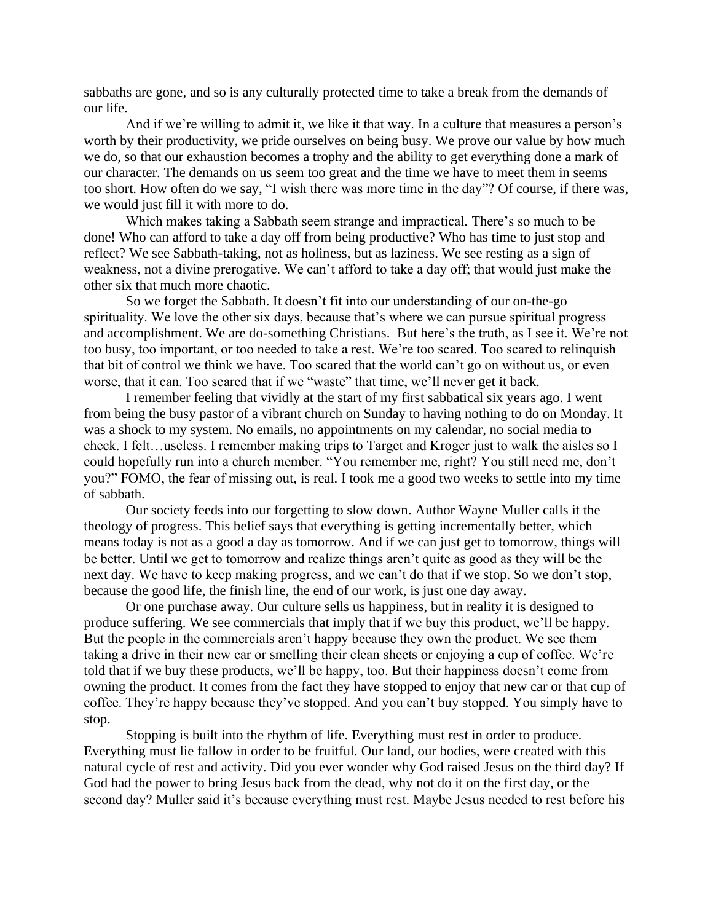sabbaths are gone, and so is any culturally protected time to take a break from the demands of our life.

And if we're willing to admit it, we like it that way. In a culture that measures a person's worth by their productivity, we pride ourselves on being busy. We prove our value by how much we do, so that our exhaustion becomes a trophy and the ability to get everything done a mark of our character. The demands on us seem too great and the time we have to meet them in seems too short. How often do we say, "I wish there was more time in the day"? Of course, if there was, we would just fill it with more to do.

Which makes taking a Sabbath seem strange and impractical. There's so much to be done! Who can afford to take a day off from being productive? Who has time to just stop and reflect? We see Sabbath-taking, not as holiness, but as laziness. We see resting as a sign of weakness, not a divine prerogative. We can't afford to take a day off; that would just make the other six that much more chaotic.

So we forget the Sabbath. It doesn't fit into our understanding of our on-the-go spirituality. We love the other six days, because that's where we can pursue spiritual progress and accomplishment. We are do-something Christians. But here's the truth, as I see it. We're not too busy, too important, or too needed to take a rest. We're too scared. Too scared to relinquish that bit of control we think we have. Too scared that the world can't go on without us, or even worse, that it can. Too scared that if we "waste" that time, we'll never get it back.

I remember feeling that vividly at the start of my first sabbatical six years ago. I went from being the busy pastor of a vibrant church on Sunday to having nothing to do on Monday. It was a shock to my system. No emails, no appointments on my calendar, no social media to check. I felt…useless. I remember making trips to Target and Kroger just to walk the aisles so I could hopefully run into a church member. "You remember me, right? You still need me, don't you?" FOMO, the fear of missing out, is real. I took me a good two weeks to settle into my time of sabbath.

Our society feeds into our forgetting to slow down. Author Wayne Muller calls it the theology of progress. This belief says that everything is getting incrementally better, which means today is not as a good a day as tomorrow. And if we can just get to tomorrow, things will be better. Until we get to tomorrow and realize things aren't quite as good as they will be the next day. We have to keep making progress, and we can't do that if we stop. So we don't stop, because the good life, the finish line, the end of our work, is just one day away.

Or one purchase away. Our culture sells us happiness, but in reality it is designed to produce suffering. We see commercials that imply that if we buy this product, we'll be happy. But the people in the commercials aren't happy because they own the product. We see them taking a drive in their new car or smelling their clean sheets or enjoying a cup of coffee. We're told that if we buy these products, we'll be happy, too. But their happiness doesn't come from owning the product. It comes from the fact they have stopped to enjoy that new car or that cup of coffee. They're happy because they've stopped. And you can't buy stopped. You simply have to stop.

Stopping is built into the rhythm of life. Everything must rest in order to produce. Everything must lie fallow in order to be fruitful. Our land, our bodies, were created with this natural cycle of rest and activity. Did you ever wonder why God raised Jesus on the third day? If God had the power to bring Jesus back from the dead, why not do it on the first day, or the second day? Muller said it's because everything must rest. Maybe Jesus needed to rest before his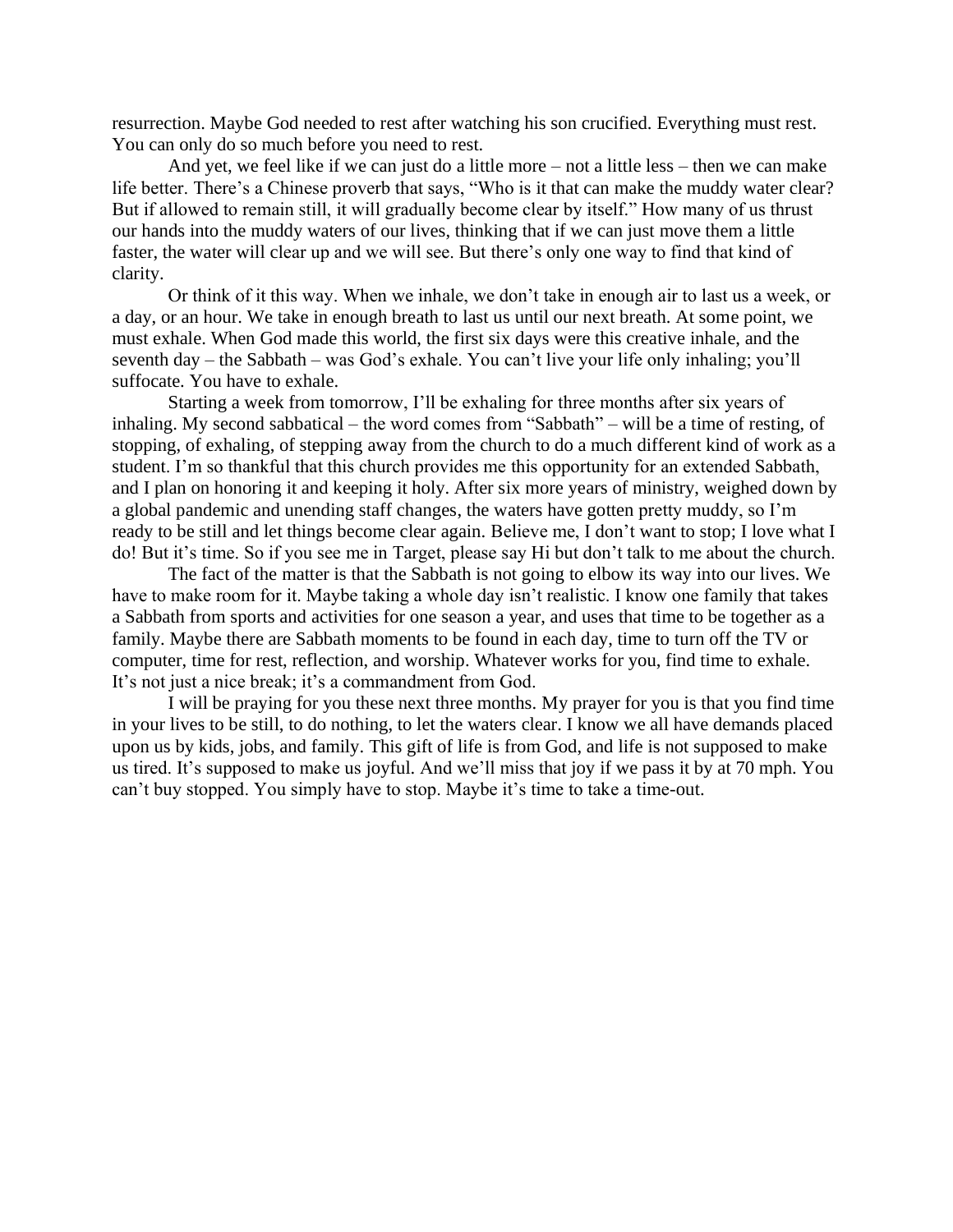resurrection. Maybe God needed to rest after watching his son crucified. Everything must rest. You can only do so much before you need to rest.

And yet, we feel like if we can just do a little more – not a little less – then we can make life better. There's a Chinese proverb that says, "Who is it that can make the muddy water clear? But if allowed to remain still, it will gradually become clear by itself." How many of us thrust our hands into the muddy waters of our lives, thinking that if we can just move them a little faster, the water will clear up and we will see. But there's only one way to find that kind of clarity.

Or think of it this way. When we inhale, we don't take in enough air to last us a week, or a day, or an hour. We take in enough breath to last us until our next breath. At some point, we must exhale. When God made this world, the first six days were this creative inhale, and the seventh day – the Sabbath – was God's exhale. You can't live your life only inhaling; you'll suffocate. You have to exhale.

Starting a week from tomorrow, I'll be exhaling for three months after six years of inhaling. My second sabbatical – the word comes from "Sabbath" – will be a time of resting, of stopping, of exhaling, of stepping away from the church to do a much different kind of work as a student. I'm so thankful that this church provides me this opportunity for an extended Sabbath, and I plan on honoring it and keeping it holy. After six more years of ministry, weighed down by a global pandemic and unending staff changes, the waters have gotten pretty muddy, so I'm ready to be still and let things become clear again. Believe me, I don't want to stop; I love what I do! But it's time. So if you see me in Target, please say Hi but don't talk to me about the church.

The fact of the matter is that the Sabbath is not going to elbow its way into our lives. We have to make room for it. Maybe taking a whole day isn't realistic. I know one family that takes a Sabbath from sports and activities for one season a year, and uses that time to be together as a family. Maybe there are Sabbath moments to be found in each day, time to turn off the TV or computer, time for rest, reflection, and worship. Whatever works for you, find time to exhale. It's not just a nice break; it's a commandment from God.

I will be praying for you these next three months. My prayer for you is that you find time in your lives to be still, to do nothing, to let the waters clear. I know we all have demands placed upon us by kids, jobs, and family. This gift of life is from God, and life is not supposed to make us tired. It's supposed to make us joyful. And we'll miss that joy if we pass it by at 70 mph. You can't buy stopped. You simply have to stop. Maybe it's time to take a time-out.